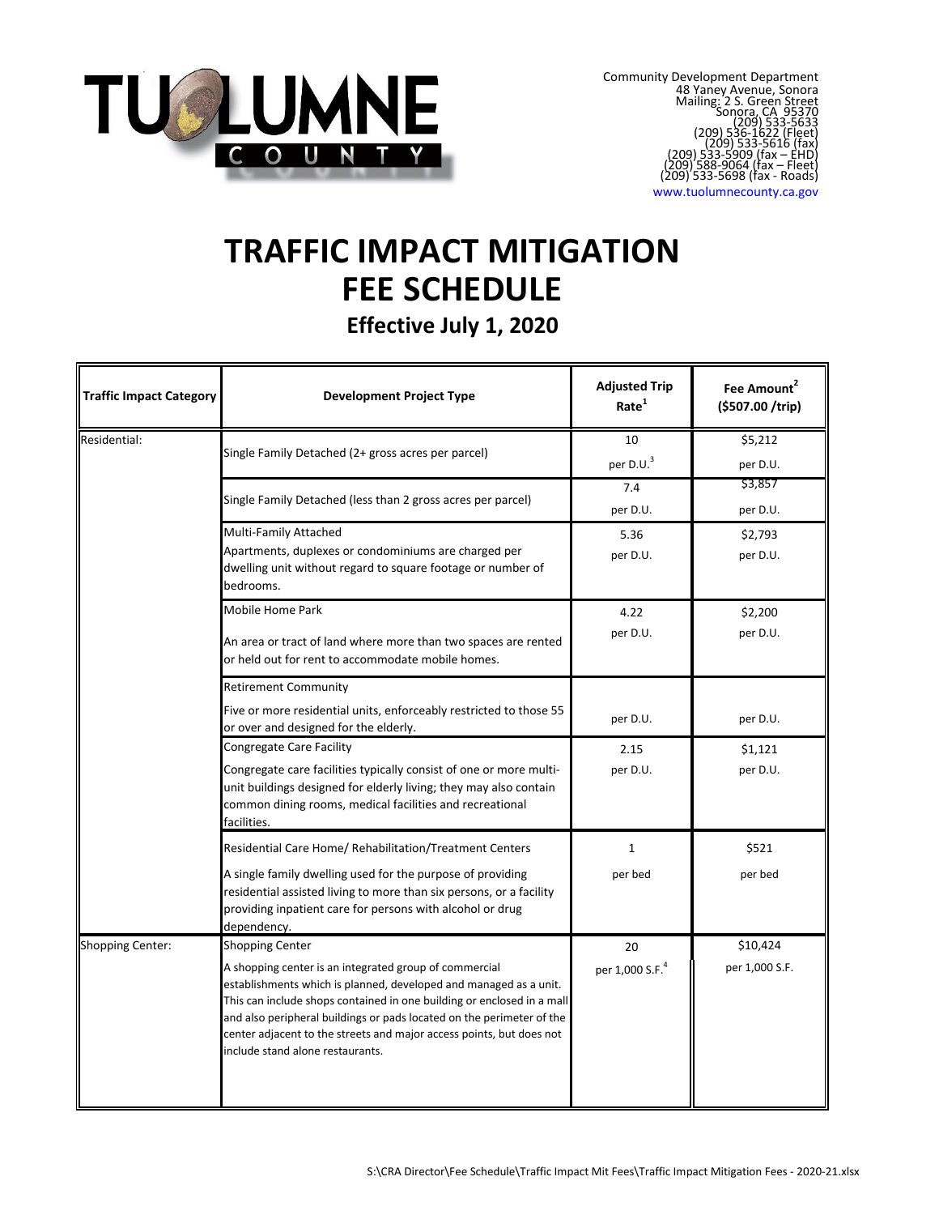TUOLUMNE COUNTY

Community Development Department
48 Yaney Avenue, Sonora
Mailing: 2 S. Green Street
Sonora, CA 95370
(209) 533-5633
(209) 536-1622 (Fleet)
(209) 533-5616 (fax)
(209) 533-5909 (fax – EHD)
(209) 588-9064 (fax – Fleet)
(209) 533-5698 (fax - Roads)
www.tuolumnecounty.ca.gov

# TRAFFIC IMPACT MITIGATION FEE SCHEDULE

## Effective July 1, 2020

| Traffic Impact Category | Development Project Type | Adjusted Trip Rate[1] | Fee Amount[2] ($507.00 /trip) |
|---|---|---|---|
| Residential: | Single Family Detached (2+ gross acres per parcel) | 10 per D.U.[3] | $5,212 per D.U. |
| | Single Family Detached (less than 2 gross acres per parcel) | 7.4 per D.U. | $3,857 per D.U. |
| | Multi-Family Attached<br>Apartments, duplexes or condominiums are charged per dwelling unit without regard to square footage or number of bedrooms. | 5.36 per D.U. | $2,793 per D.U. |
| | Mobile Home Park<br>An area or tract of land where more than two spaces are rented or held out for rent to accommodate mobile homes. | 4.22 per D.U. | $2,200 per D.U. |
| | Retirement Community<br>Five or more residential units, enforceably restricted to those 55 or over and designed for the elderly. | per D.U. | per D.U. |
| | Congregate Care Facility<br>Congregate care facilities typically consist of one or more multi-unit buildings designed for elderly living; they may also contain common dining rooms, medical facilities and recreational facilities. | 2.15 per D.U. | $1,121 per D.U. |
| | Residential Care Home/ Rehabilitation/Treatment Centers<br>A single family dwelling used for the purpose of providing residential assisted living to more than six persons, or a facility providing inpatient care for persons with alcohol or drug dependency. | 1 per bed | $521 per bed |
| Shopping Center: | Shopping Center<br>A shopping center is an integrated group of commercial establishments which is planned, developed and managed as a unit. This can include shops contained in one building or enclosed in a mall and also peripheral buildings or pads located on the perimeter of the center adjacent to the streets and major access points, but does not include stand alone restaurants. | 20 per 1,000 S.F.[4] | $10,424 per 1,000 S.F. |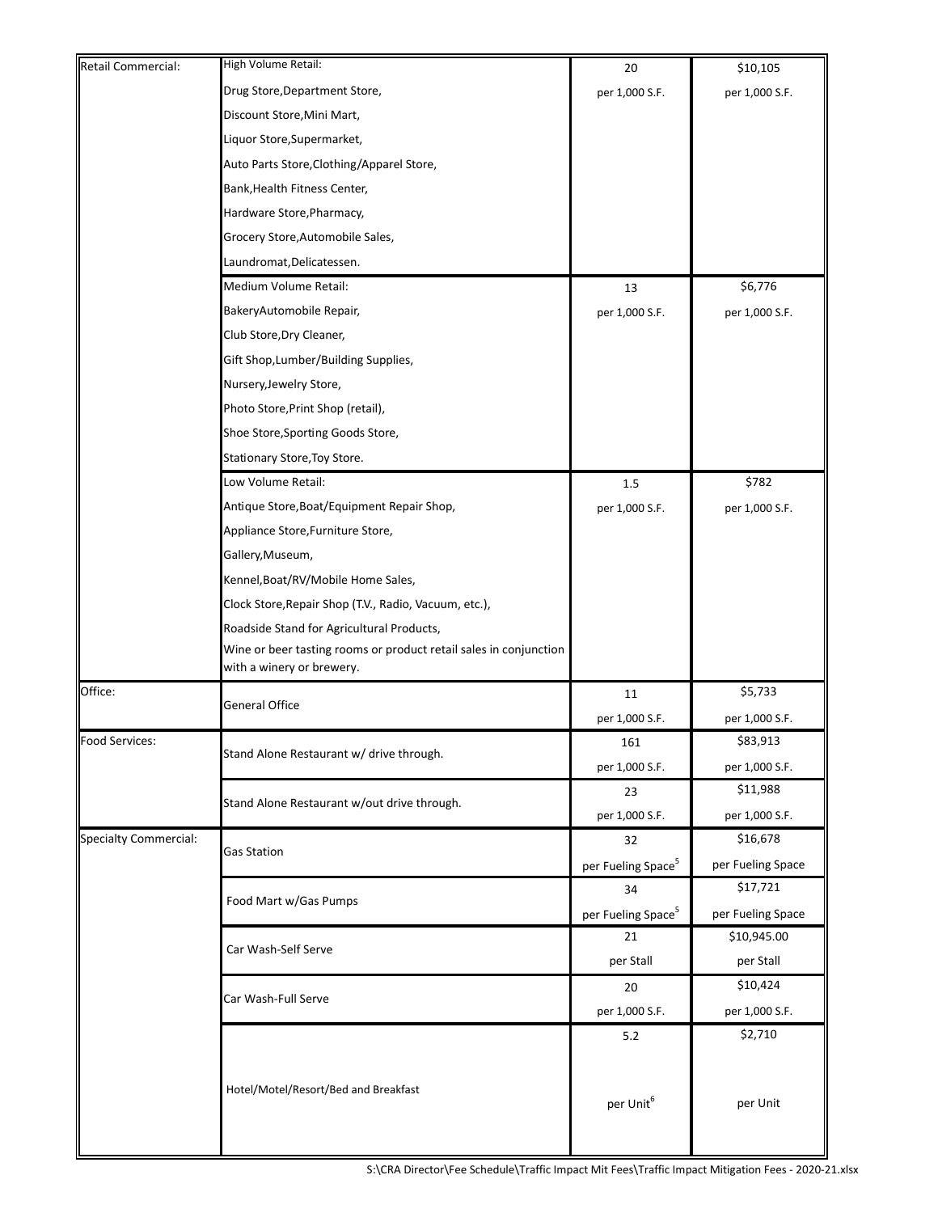| | | | |
|---|---|---|---|
| Retail Commercial: | High Volume Retail:<br>Drug Store,Department Store,<br>Discount Store,Mini Mart,<br>Liquor Store,Supermarket,<br>Auto Parts Store,Clothing/Apparel Store,<br>Bank,Health Fitness Center,<br>Hardware Store,Pharmacy,<br>Grocery Store,Automobile Sales,<br>Laundromat,Delicatessen. | 20<br>per 1,000 S.F. | $10,105<br>per 1,000 S.F. |
| | Medium Volume Retail:<br>BakeryAutomobile Repair,<br>Club Store,Dry Cleaner,<br>Gift Shop,Lumber/Building Supplies,<br>Nursery,Jewelry Store,<br>Photo Store,Print Shop (retail),<br>Shoe Store,Sporting Goods Store,<br>Stationary Store,Toy Store. | 13<br>per 1,000 S.F. | $6,776<br>per 1,000 S.F. |
| | Low Volume Retail:<br>Antique Store,Boat/Equipment Repair Shop,<br>Appliance Store,Furniture Store,<br>Gallery,Museum,<br>Kennel,Boat/RV/Mobile Home Sales,<br>Clock Store,Repair Shop (T.V., Radio, Vacuum, etc.),<br>Roadside Stand for Agricultural Products,<br>Wine or beer tasting rooms or product retail sales in conjunction with a winery or brewery. | 1.5<br>per 1,000 S.F. | $782<br>per 1,000 S.F. |
| Office: | General Office | 11<br>per 1,000 S.F. | $5,733<br>per 1,000 S.F. |
| Food Services: | Stand Alone Restaurant w/ drive through. | 161<br>per 1,000 S.F. | $83,913<br>per 1,000 S.F. |
| | Stand Alone Restaurant w/out drive through. | 23<br>per 1,000 S.F. | $11,988<br>per 1,000 S.F. |
| Specialty Commercial: | Gas Station | 32<br>per Fueling Space[5] | $16,678<br>per Fueling Space |
| | Food Mart w/Gas Pumps | 34<br>per Fueling Space[5] | $17,721<br>per Fueling Space |
| | Car Wash-Self Serve | 21<br>per Stall | $10,945.00<br>per Stall |
| | Car Wash-Full Serve | 20<br>per 1,000 S.F. | $10,424<br>per 1,000 S.F. |
| | Hotel/Motel/Resort/Bed and Breakfast | 5.2<br>per Unit[6] | $2,710<br>per Unit |

S:\CRA Director\Fee Schedule\Traffic Impact Mit Fees\Traffic Impact Mitigation Fees - 2020-21.xlsx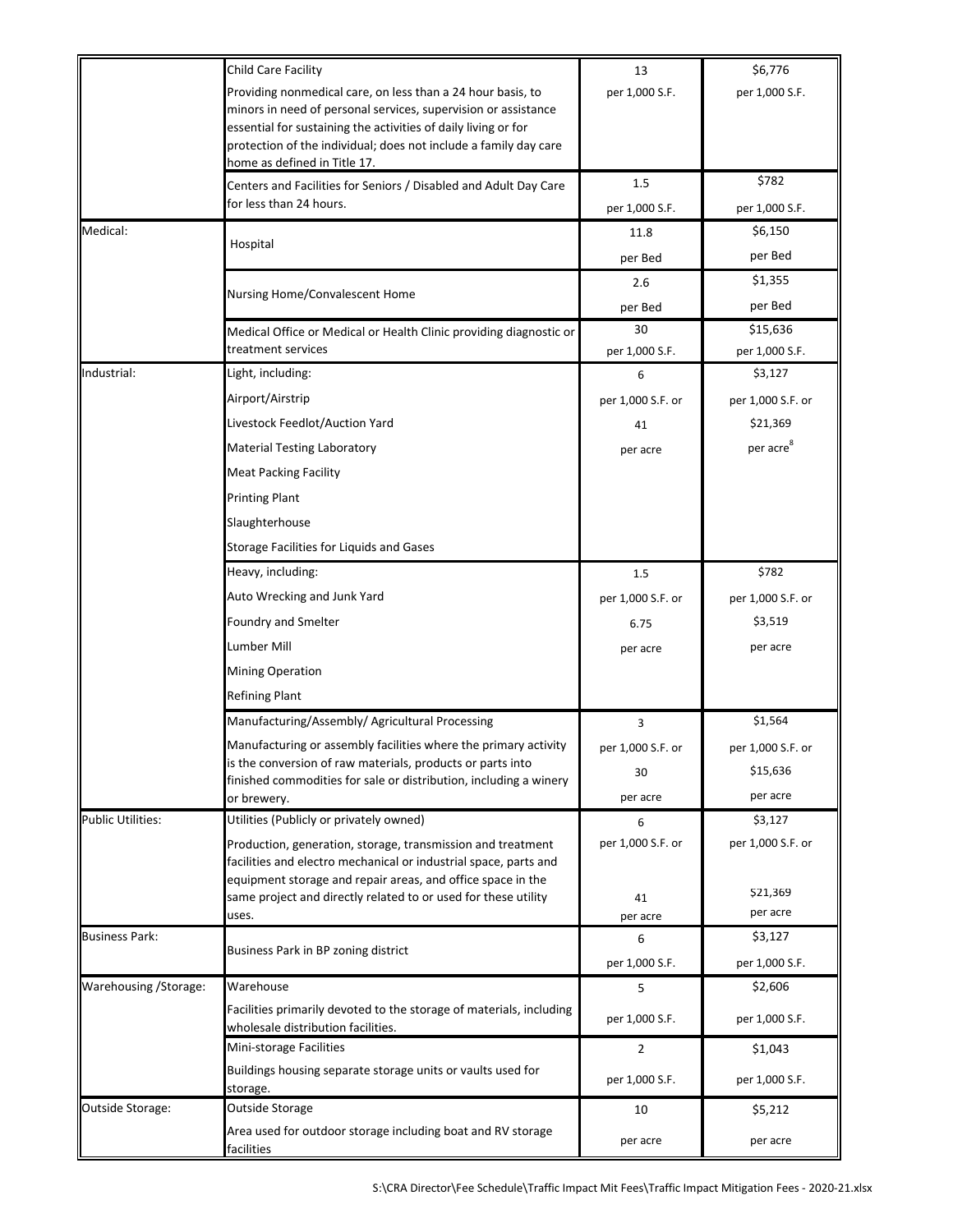| | | | |
|---|---|---|---|
| | Child Care Facility<br>Providing nonmedical care, on less than a 24 hour basis, to minors in need of personal services, supervision or assistance essential for sustaining the activities of daily living or for protection of the individual; does not include a family day care home as defined in Title 17. | 13<br>per 1,000 S.F. | $6,776<br>per 1,000 S.F. |
| | Centers and Facilities for Seniors / Disabled and Adult Day Care for less than 24 hours. | 1.5<br>per 1,000 S.F. | $782<br>per 1,000 S.F. |
| Medical: | Hospital | 11.8<br>per Bed | $6,150<br>per Bed |
| | Nursing Home/Convalescent Home | 2.6<br>per Bed | $1,355<br>per Bed |
| | Medical Office or Medical or Health Clinic providing diagnostic or treatment services | 30<br>per 1,000 S.F. | $15,636<br>per 1,000 S.F. |
| Industrial: | Light, including:<br>Airport/Airstrip<br>Livestock Feedlot/Auction Yard<br>Material Testing Laboratory<br>Meat Packing Facility<br>Printing Plant<br>Slaughterhouse<br>Storage Facilities for Liquids and Gases | 6<br>per 1,000 S.F. or<br>41<br>per acre | $3,127<br>per 1,000 S.F. or<br>$21,369<br>per acre[8] |
| | Heavy, including:<br>Auto Wrecking and Junk Yard<br>Foundry and Smelter<br>Lumber Mill<br>Mining Operation<br>Refining Plant | 1.5<br>per 1,000 S.F. or<br>6.75<br>per acre | $782<br>per 1,000 S.F. or<br>$3,519<br>per acre |
| | Manufacturing/Assembly/ Agricultural Processing<br>Manufacturing or assembly facilities where the primary activity is the conversion of raw materials, products or parts into finished commodities for sale or distribution, including a winery or brewery. | 3<br>per 1,000 S.F. or<br>30<br>per acre | $1,564<br>per 1,000 S.F. or<br>$15,636<br>per acre |
| Public Utilities: | Utilities (Publicly or privately owned)<br>Production, generation, storage, transmission and treatment facilities and electro mechanical or industrial space, parts and equipment storage and repair areas, and office space in the same project and directly related to or used for these utility uses. | 6<br>per 1,000 S.F. or<br>41<br>per acre | $3,127<br>per 1,000 S.F. or<br>$21,369<br>per acre |
| Business Park: | Business Park in BP zoning district | 6<br>per 1,000 S.F. | $3,127<br>per 1,000 S.F. |
| Warehousing /Storage: | Warehouse<br>Facilities primarily devoted to the storage of materials, including wholesale distribution facilities. | 5<br>per 1,000 S.F. | $2,606<br>per 1,000 S.F. |
| | Mini-storage Facilities<br>Buildings housing separate storage units or vaults used for storage. | 2<br>per 1,000 S.F. | $1,043<br>per 1,000 S.F. |
| Outside Storage: | Outside Storage<br>Area used for outdoor storage including boat and RV storage facilities | 10<br>per acre | $5,212<br>per acre |

S:\CRA Director\Fee Schedule\Traffic Impact Mit Fees\Traffic Impact Mitigation Fees - 2020-21.xlsx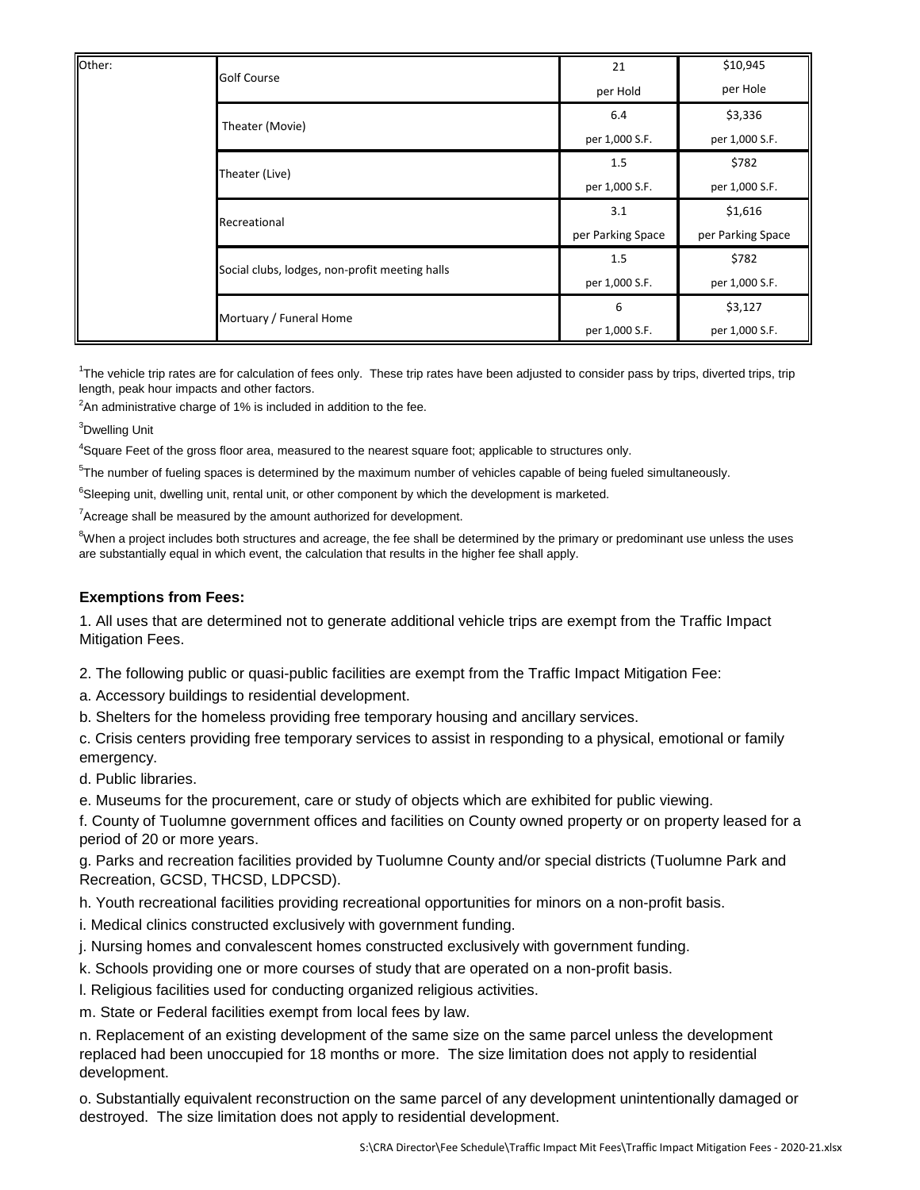| Other: | Golf Course | 21<br>per Hold | \$10,945<br>per Hole |
|---|---|---|---|
| | Theater (Movie) | 6.4<br>per 1,000 S.F. | \$3,336<br>per 1,000 S.F. |
| | Theater (Live) | 1.5<br>per 1,000 S.F. | \$782<br>per 1,000 S.F. |
| | Recreational | 3.1<br>per Parking Space | \$1,616<br>per Parking Space |
| | Social clubs, lodges, non-profit meeting halls | 1.5<br>per 1,000 S.F. | \$782<br>per 1,000 S.F. |
| | Mortuary / Funeral Home | 6<br>per 1,000 S.F. | \$3,127<br>per 1,000 S.F. |

[1]The vehicle trip rates are for calculation of fees only. These trip rates have been adjusted to consider pass by trips, diverted trips, trip length, peak hour impacts and other factors.

[2]An administrative charge of 1% is included in addition to the fee.

[3]Dwelling Unit

[4]Square Feet of the gross floor area, measured to the nearest square foot; applicable to structures only.

[5]The number of fueling spaces is determined by the maximum number of vehicles capable of being fueled simultaneously.

[6]Sleeping unit, dwelling unit, rental unit, or other component by which the development is marketed.

[7]Acreage shall be measured by the amount authorized for development.

[8]When a project includes both structures and acreage, the fee shall be determined by the primary or predominant use unless the uses are substantially equal in which event, the calculation that results in the higher fee shall apply.

**Exemptions from Fees:**

1. All uses that are determined not to generate additional vehicle trips are exempt from the Traffic Impact Mitigation Fees.

2. The following public or quasi-public facilities are exempt from the Traffic Impact Mitigation Fee:

a. Accessory buildings to residential development.

b. Shelters for the homeless providing free temporary housing and ancillary services.

c. Crisis centers providing free temporary services to assist in responding to a physical, emotional or family emergency.

d. Public libraries.

e. Museums for the procurement, care or study of objects which are exhibited for public viewing.

f. County of Tuolumne government offices and facilities on County owned property or on property leased for a period of 20 or more years.

g. Parks and recreation facilities provided by Tuolumne County and/or special districts (Tuolumne Park and Recreation, GCSD, THCSD, LDPCSD).

h. Youth recreational facilities providing recreational opportunities for minors on a non-profit basis.

i. Medical clinics constructed exclusively with government funding.

j. Nursing homes and convalescent homes constructed exclusively with government funding.

k. Schools providing one or more courses of study that are operated on a non-profit basis.

l. Religious facilities used for conducting organized religious activities.

m. State or Federal facilities exempt from local fees by law.

n. Replacement of an existing development of the same size on the same parcel unless the development replaced had been unoccupied for 18 months or more. The size limitation does not apply to residential development.

o. Substantially equivalent reconstruction on the same parcel of any development unintentionally damaged or destroyed. The size limitation does not apply to residential development.

S:\CRA Director\Fee Schedule\Traffic Impact Mit Fees\Traffic Impact Mitigation Fees - 2020-21.xlsx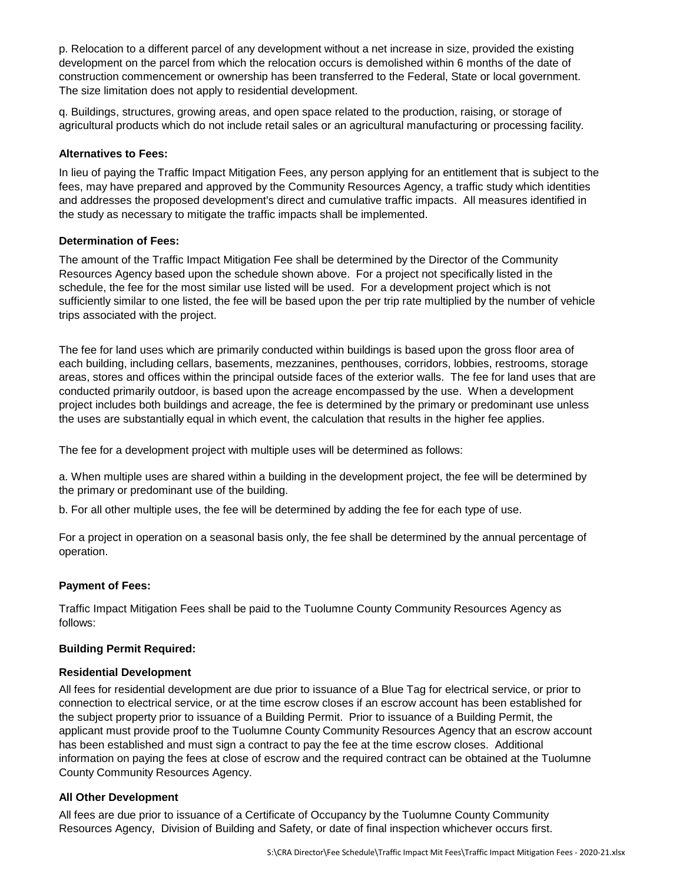p. Relocation to a different parcel of any development without a net increase in size, provided the existing development on the parcel from which the relocation occurs is demolished within 6 months of the date of construction commencement or ownership has been transferred to the Federal, State or local government. The size limitation does not apply to residential development.

q. Buildings, structures, growing areas, and open space related to the production, raising, or storage of agricultural products which do not include retail sales or an agricultural manufacturing or processing facility.

**Alternatives to Fees:**

In lieu of paying the Traffic Impact Mitigation Fees, any person applying for an entitlement that is subject to the fees, may have prepared and approved by the Community Resources Agency, a traffic study which identities and addresses the proposed development's direct and cumulative traffic impacts. All measures identified in the study as necessary to mitigate the traffic impacts shall be implemented.

**Determination of Fees:**

The amount of the Traffic Impact Mitigation Fee shall be determined by the Director of the Community Resources Agency based upon the schedule shown above. For a project not specifically listed in the schedule, the fee for the most similar use listed will be used. For a development project which is not sufficiently similar to one listed, the fee will be based upon the per trip rate multiplied by the number of vehicle trips associated with the project.

The fee for land uses which are primarily conducted within buildings is based upon the gross floor area of each building, including cellars, basements, mezzanines, penthouses, corridors, lobbies, restrooms, storage areas, stores and offices within the principal outside faces of the exterior walls. The fee for land uses that are conducted primarily outdoor, is based upon the acreage encompassed by the use. When a development project includes both buildings and acreage, the fee is determined by the primary or predominant use unless the uses are substantially equal in which event, the calculation that results in the higher fee applies.

The fee for a development project with multiple uses will be determined as follows:

a. When multiple uses are shared within a building in the development project, the fee will be determined by the primary or predominant use of the building.

b. For all other multiple uses, the fee will be determined by adding the fee for each type of use.

For a project in operation on a seasonal basis only, the fee shall be determined by the annual percentage of operation.

**Payment of Fees:**

Traffic Impact Mitigation Fees shall be paid to the Tuolumne County Community Resources Agency as follows:

**Building Permit Required:**

**Residential Development**

All fees for residential development are due prior to issuance of a Blue Tag for electrical service, or prior to connection to electrical service, or at the time escrow closes if an escrow account has been established for the subject property prior to issuance of a Building Permit. Prior to issuance of a Building Permit, the applicant must provide proof to the Tuolumne County Community Resources Agency that an escrow account has been established and must sign a contract to pay the fee at the time escrow closes. Additional information on paying the fees at close of escrow and the required contract can be obtained at the Tuolumne County Community Resources Agency.

**All Other Development**

All fees are due prior to issuance of a Certificate of Occupancy by the Tuolumne County Community Resources Agency, Division of Building and Safety, or date of final inspection whichever occurs first.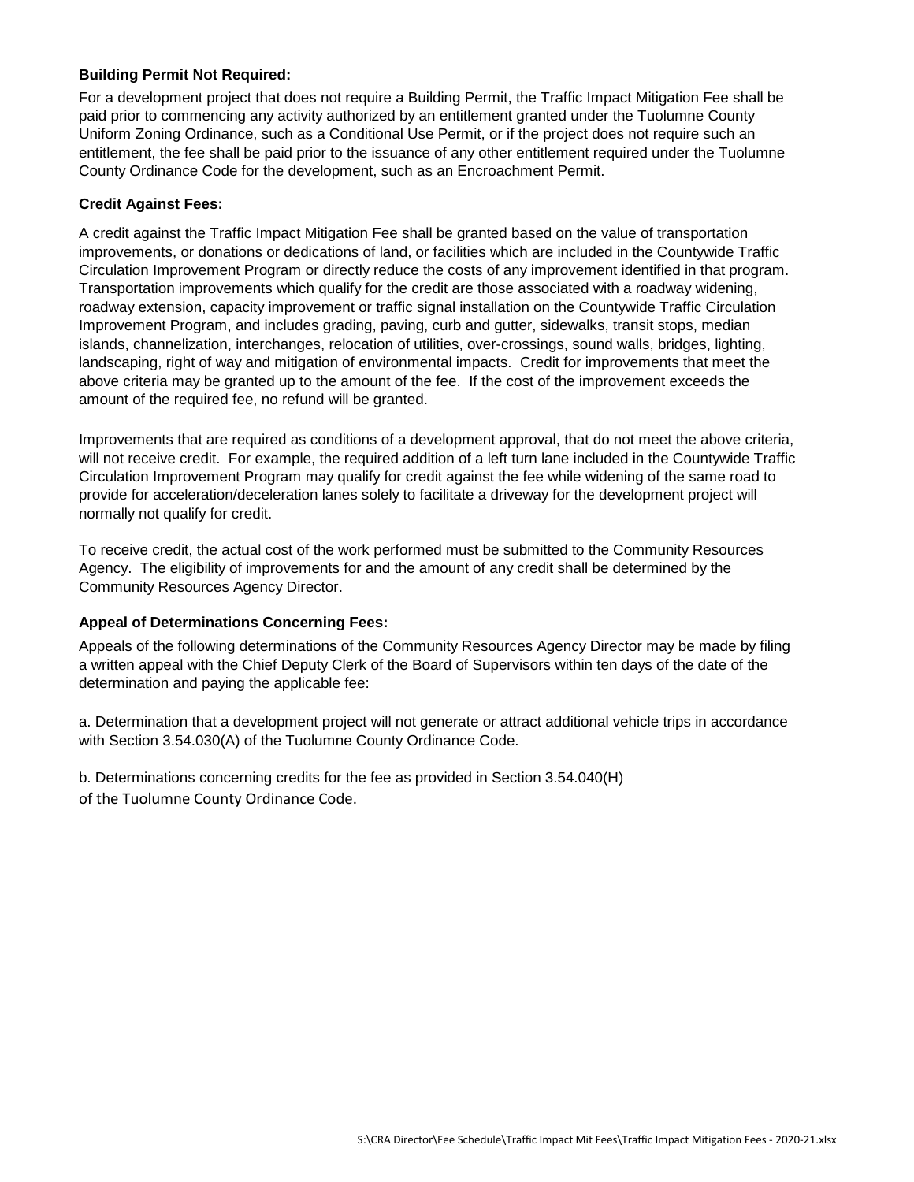**Building Permit Not Required:**

For a development project that does not require a Building Permit, the Traffic Impact Mitigation Fee shall be paid prior to commencing any activity authorized by an entitlement granted under the Tuolumne County Uniform Zoning Ordinance, such as a Conditional Use Permit, or if the project does not require such an entitlement, the fee shall be paid prior to the issuance of any other entitlement required under the Tuolumne County Ordinance Code for the development, such as an Encroachment Permit.

**Credit Against Fees:**

A credit against the Traffic Impact Mitigation Fee shall be granted based on the value of transportation improvements, or donations or dedications of land, or facilities which are included in the Countywide Traffic Circulation Improvement Program or directly reduce the costs of any improvement identified in that program. Transportation improvements which qualify for the credit are those associated with a roadway widening, roadway extension, capacity improvement or traffic signal installation on the Countywide Traffic Circulation Improvement Program, and includes grading, paving, curb and gutter, sidewalks, transit stops, median islands, channelization, interchanges, relocation of utilities, over-crossings, sound walls, bridges, lighting, landscaping, right of way and mitigation of environmental impacts. Credit for improvements that meet the above criteria may be granted up to the amount of the fee. If the cost of the improvement exceeds the amount of the required fee, no refund will be granted.

Improvements that are required as conditions of a development approval, that do not meet the above criteria, will not receive credit. For example, the required addition of a left turn lane included in the Countywide Traffic Circulation Improvement Program may qualify for credit against the fee while widening of the same road to provide for acceleration/deceleration lanes solely to facilitate a driveway for the development project will normally not qualify for credit.

To receive credit, the actual cost of the work performed must be submitted to the Community Resources Agency. The eligibility of improvements for and the amount of any credit shall be determined by the Community Resources Agency Director.

**Appeal of Determinations Concerning Fees:**

Appeals of the following determinations of the Community Resources Agency Director may be made by filing a written appeal with the Chief Deputy Clerk of the Board of Supervisors within ten days of the date of the determination and paying the applicable fee:

a. Determination that a development project will not generate or attract additional vehicle trips in accordance with Section 3.54.030(A) of the Tuolumne County Ordinance Code.

b. Determinations concerning credits for the fee as provided in Section 3.54.040(H) of the Tuolumne County Ordinance Code.